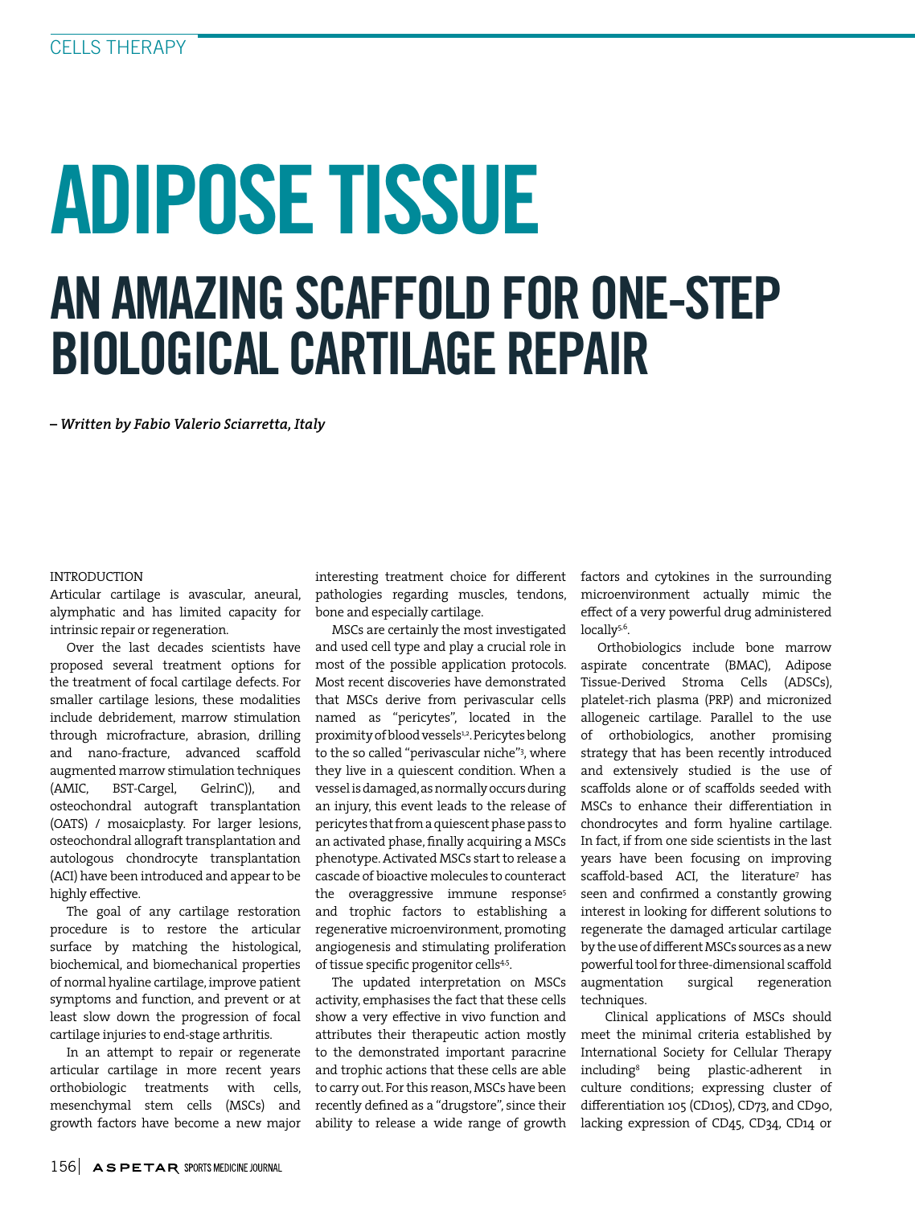# ADIPOSE TISSUE

## AN AMAZING SCAFFOLD FOR ONE-STEP BIOLOGICAL CARTILAGE REPAIR

***– Written by Fabio Valerio Sciarretta, Italy***

### INTRODUCTION

Articular cartilage is avascular, aneural, alymphatic and has limited capacity for intrinsic repair or regeneration.

Over the last decades scientists have proposed several treatment options for the treatment of focal cartilage defects. For smaller cartilage lesions, these modalities include debridement, marrow stimulation through microfracture, abrasion, drilling and nano-fracture, advanced scaffold augmented marrow stimulation techniques (AMIC, BST-Cargel, GelrinC)), and osteochondral autograft transplantation (OATS) / mosaicplasty. For larger lesions, osteochondral allograft transplantation and autologous chondrocyte transplantation (ACI) have been introduced and appear to be highly effective.

The goal of any cartilage restoration procedure is to restore the articular surface by matching the histological, biochemical, and biomechanical properties of normal hyaline cartilage, improve patient symptoms and function, and prevent or at least slow down the progression of focal cartilage injuries to end-stage arthritis.

In an attempt to repair or regenerate articular cartilage in more recent years orthobiologic treatments with cells, mesenchymal stem cells (MSCs) and growth factors have become a new major interesting treatment choice for different pathologies regarding muscles, tendons, bone and especially cartilage.

MSCs are certainly the most investigated and used cell type and play a crucial role in most of the possible application protocols. Most recent discoveries have demonstrated that MSCs derive from perivascular cells named as "pericytes", located in the proximity of blood vessels[1,2]. Pericytes belong to the so called "perivascular niche"[3], where they live in a quiescent condition. When a vessel is damaged, as normally occurs during an injury, this event leads to the release of pericytes that from a quiescent phase pass to an activated phase, finally acquiring a MSCs phenotype. Activated MSCs start to release a cascade of bioactive molecules to counteract the overaggressive immune response[5] and trophic factors to establishing a regenerative microenvironment, promoting angiogenesis and stimulating proliferation of tissue specific progenitor cells[4,5].

The updated interpretation on MSCs activity, emphasises the fact that these cells show a very effective in vivo function and attributes their therapeutic action mostly to the demonstrated important paracrine and trophic actions that these cells are able to carry out. For this reason, MSCs have been recently defined as a "drugstore", since their ability to release a wide range of growth factors and cytokines in the surrounding microenvironment actually mimic the effect of a very powerful drug administered locally[5,6].

Orthobiologics include bone marrow aspirate concentrate (BMAC), Adipose Tissue-Derived Stroma Cells (ADSCs), platelet-rich plasma (PRP) and micronized allogeneic cartilage. Parallel to the use of orthobiologics, another promising strategy that has been recently introduced and extensively studied is the use of scaffolds alone or of scaffolds seeded with MSCs to enhance their differentiation in chondrocytes and form hyaline cartilage. In fact, if from one side scientists in the last years have been focusing on improving scaffold-based ACI, the literature[7] has seen and confirmed a constantly growing interest in looking for different solutions to regenerate the damaged articular cartilage by the use of different MSCs sources as a new powerful tool for three-dimensional scaffold augmentation surgical regeneration techniques.

Clinical applications of MSCs should meet the minimal criteria established by International Society for Cellular Therapy including[8] being plastic-adherent in culture conditions; expressing cluster of differentiation 105 (CD105), CD73, and CD90, lacking expression of CD45, CD34, CD14 or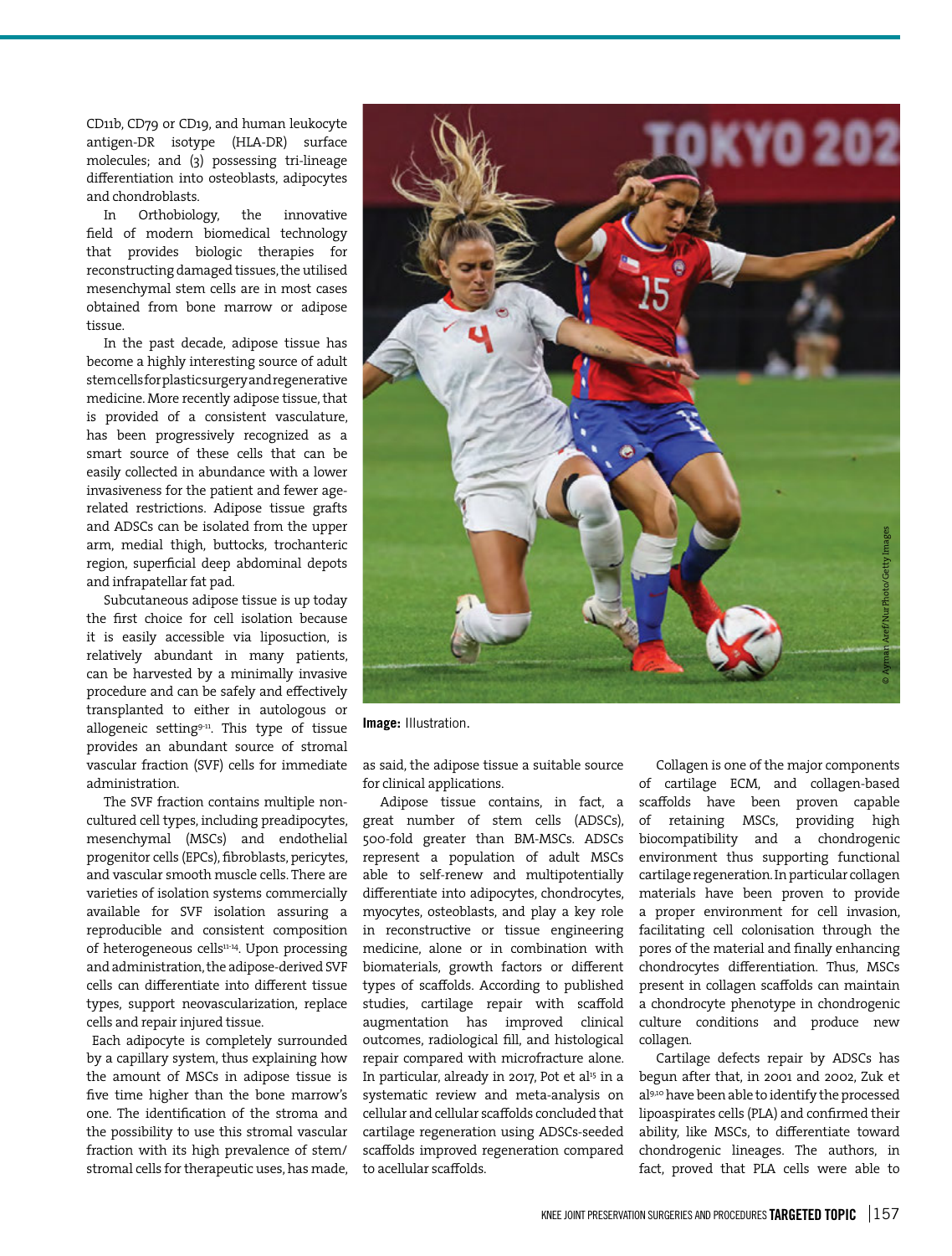CD11b, CD79 or CD19, and human leukocyte antigen-DR isotype (HLA-DR) surface molecules; and (3) possessing tri-lineage differentiation into osteoblasts, adipocytes and chondroblasts.

In Orthobiology, the innovative field of modern biomedical technology that provides biologic therapies for reconstructing damaged tissues, the utilised mesenchymal stem cells are in most cases obtained from bone marrow or adipose tissue.

In the past decade, adipose tissue has become a highly interesting source of adult stem cells for plastic surgery and regenerative medicine. More recently adipose tissue, that is provided of a consistent vasculature, has been progressively recognized as a smart source of these cells that can be easily collected in abundance with a lower invasiveness for the patient and fewer age-related restrictions. Adipose tissue grafts and ADSCs can be isolated from the upper arm, medial thigh, buttocks, trochanteric region, superficial deep abdominal depots and infrapatellar fat pad.

Subcutaneous adipose tissue is up today the first choice for cell isolation because it is easily accessible via liposuction, is relatively abundant in many patients, can be harvested by a minimally invasive procedure and can be safely and effectively transplanted to either in autologous or allogeneic setting[9-11]. This type of tissue provides an abundant source of stromal vascular fraction (SVF) cells for immediate administration.

The SVF fraction contains multiple non-cultured cell types, including preadipocytes, mesenchymal (MSCs) and endothelial progenitor cells (EPCs), fibroblasts, pericytes, and vascular smooth muscle cells. There are varieties of isolation systems commercially available for SVF isolation assuring a reproducible and consistent composition of heterogeneous cells[11-14]. Upon processing and administration, the adipose-derived SVF cells can differentiate into different tissue types, support neovascularization, replace cells and repair injured tissue.

Each adipocyte is completely surrounded by a capillary system, thus explaining how the amount of MSCs in adipose tissue is five time higher than the bone marrow's one. The identification of the stroma and the possibility to use this stromal vascular fraction with its high prevalence of stem/stromal cells for therapeutic uses, has made, as said, the adipose tissue a suitable source for clinical applications.

**Image:** Illustration.

Adipose tissue contains, in fact, a great number of stem cells (ADSCs), 500-fold greater than BM-MSCs. ADSCs represent a population of adult MSCs able to self-renew and multipotentially differentiate into adipocytes, chondrocytes, myocytes, osteoblasts, and play a key role in reconstructive or tissue engineering medicine, alone or in combination with biomaterials, growth factors or different types of scaffolds. According to published studies, cartilage repair with scaffold augmentation has improved clinical outcomes, radiological fill, and histological repair compared with microfracture alone. In particular, already in 2017, Pot et al[15] in a systematic review and meta-analysis on cellular and cellular scaffolds concluded that cartilage regeneration using ADSCs-seeded scaffolds improved regeneration compared to acellular scaffolds.

Collagen is one of the major components of cartilage ECM, and collagen-based scaffolds have been proven capable of retaining MSCs, providing high biocompatibility and a chondrogenic environment thus supporting functional cartilage regeneration. In particular collagen materials have been proven to provide a proper environment for cell invasion, facilitating cell colonisation through the pores of the material and finally enhancing chondrocytes differentiation. Thus, MSCs present in collagen scaffolds can maintain a chondrocyte phenotype in chondrogenic culture conditions and produce new collagen.

Cartilage defects repair by ADSCs has begun after that, in 2001 and 2002, Zuk et al[9,10] have been able to identify the processed lipoaspirates cells (PLA) and confirmed their ability, like MSCs, to differentiate toward chondrogenic lineages. The authors, in fact, proved that PLA cells were able to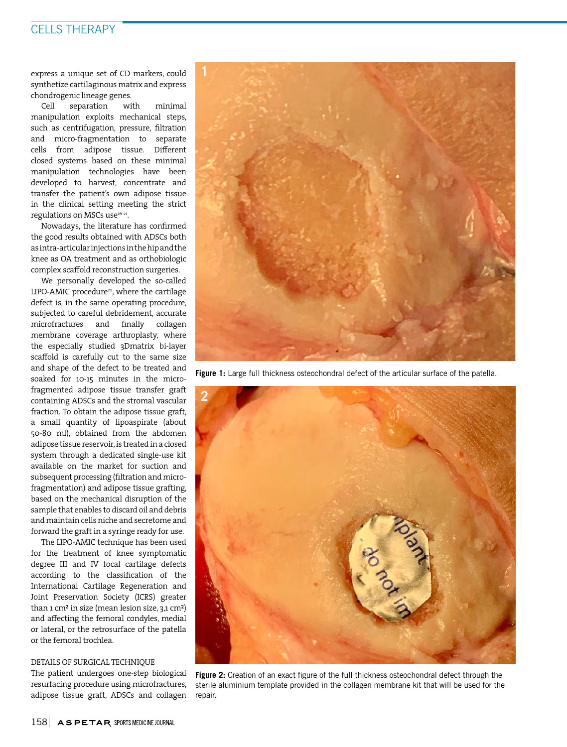express a unique set of CD markers, could synthetize cartilaginous matrix and express chondrogenic lineage genes.

Cell separation with minimal manipulation exploits mechanical steps, such as centrifugation, pressure, filtration and micro-fragmentation to separate cells from adipose tissue. Different closed systems based on these minimal manipulation technologies have been developed to harvest, concentrate and transfer the patient's own adipose tissue in the clinical setting meeting the strict regulations on MSCs use[16-21].

Nowadays, the literature has confirmed the good results obtained with ADSCs both as intra-articular injections in the hip and the knee as OA treatment and as orthobiologic complex scaffold reconstruction surgeries.

We personally developed the so-called LIPO-AMIC procedure[22], where the cartilage defect is, in the same operating procedure, subjected to careful debridement, accurate microfractures and finally collagen membrane coverage arthroplasty, where the especially studied 3Dmatrix bi-layer scaffold is carefully cut to the same size and shape of the defect to be treated and soaked for 10-15 minutes in the micro-fragmented adipose tissue transfer graft containing ADSCs and the stromal vascular fraction. To obtain the adipose tissue graft, a small quantity of lipoaspirate (about 50-80 ml), obtained from the abdomen adipose tissue reservoir, is treated in a closed system through a dedicated single-use kit available on the market for suction and subsequent processing (filtration and micro-fragmentation) and adipose tissue grafting, based on the mechanical disruption of the sample that enables to discard oil and debris and maintain cells niche and secretome and forward the graft in a syringe ready for use.

The LIPO-AMIC technique has been used for the treatment of knee symptomatic degree III and IV focal cartilage defects according to the classification of the International Cartilage Regeneration and Joint Preservation Society (ICRS) greater than 1 cm² in size (mean lesion size, 3,1 cm²) and affecting the femoral condyles, medial or lateral, or the retrosurface of the patella or the femoral trochlea.

**Figure 1:** Large full thickness osteochondral defect of the articular surface of the patella.

**Figure 2:** Creation of an exact figure of the full thickness osteochondral defect through the sterile aluminium template provided in the collagen membrane kit that will be used for the repair.

## DETAILS OF SURGICAL TECHNIQUE

The patient undergoes one-step biological resurfacing procedure using microfractures, adipose tissue graft, ADSCs and collagen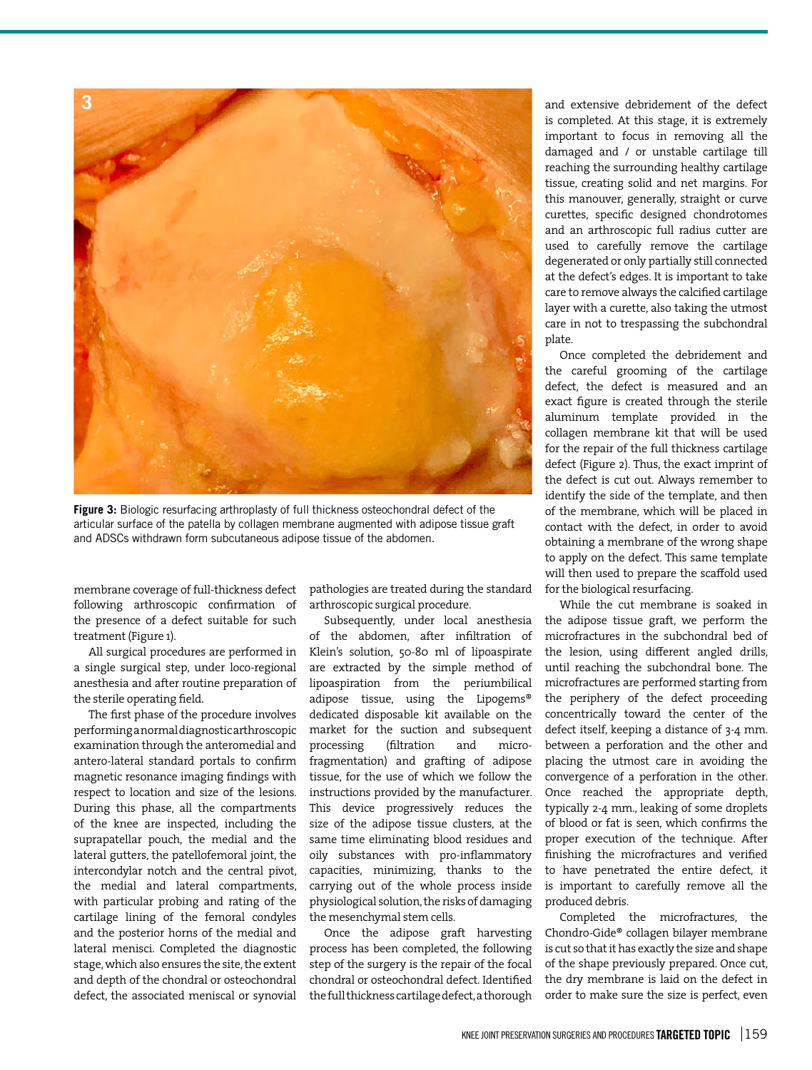**Figure 3:** Biologic resurfacing arthroplasty of full thickness osteochondral defect of the articular surface of the patella by collagen membrane augmented with adipose tissue graft and ADSCs withdrawn form subcutaneous adipose tissue of the abdomen.

membrane coverage of full-thickness defect following arthroscopic confirmation of the presence of a defect suitable for such treatment (Figure 1).

All surgical procedures are performed in a single surgical step, under loco-regional anesthesia and after routine preparation of the sterile operating field.

The first phase of the procedure involves performing a normal diagnostic arthroscopic examination through the anteromedial and antero-lateral standard portals to confirm magnetic resonance imaging findings with respect to location and size of the lesions. During this phase, all the compartments of the knee are inspected, including the suprapatellar pouch, the medial and the lateral gutters, the patellofemoral joint, the intercondylar notch and the central pivot, the medial and lateral compartments, with particular probing and rating of the cartilage lining of the femoral condyles and the posterior horns of the medial and lateral menisci. Completed the diagnostic stage, which also ensures the site, the extent and depth of the chondral or osteochondral defect, the associated meniscal or synovial pathologies are treated during the standard arthroscopic surgical procedure.

Subsequently, under local anesthesia of the abdomen, after infiltration of Klein's solution, 50-80 ml of lipoaspirate are extracted by the simple method of lipoaspiration from the periumbilical adipose tissue, using the Lipogems® dedicated disposable kit available on the market for the suction and subsequent processing (filtration and micro-fragmentation) and grafting of adipose tissue, for the use of which we follow the instructions provided by the manufacturer. This device progressively reduces the size of the adipose tissue clusters, at the same time eliminating blood residues and oily substances with pro-inflammatory capacities, minimizing, thanks to the carrying out of the whole process inside physiological solution, the risks of damaging the mesenchymal stem cells.

Once the adipose graft harvesting process has been completed, the following step of the surgery is the repair of the focal chondral or osteochondral defect. Identified the full thickness cartilage defect, a thorough and extensive debridement of the defect is completed. At this stage, it is extremely important to focus in removing all the damaged and / or unstable cartilage till reaching the surrounding healthy cartilage tissue, creating solid and net margins. For this manouver, generally, straight or curve curettes, specific designed chondrotomes and an arthroscopic full radius cutter are used to carefully remove the cartilage degenerated or only partially still connected at the defect's edges. It is important to take care to remove always the calcified cartilage layer with a curette, also taking the utmost care in not to trespassing the subchondral plate.

Once completed the debridement and the careful grooming of the cartilage defect, the defect is measured and an exact figure is created through the sterile aluminum template provided in the collagen membrane kit that will be used for the repair of the full thickness cartilage defect (Figure 2). Thus, the exact imprint of the defect is cut out. Always remember to identify the side of the template, and then of the membrane, which will be placed in contact with the defect, in order to avoid obtaining a membrane of the wrong shape to apply on the defect. This same template will then used to prepare the scaffold used for the biological resurfacing.

While the cut membrane is soaked in the adipose tissue graft, we perform the microfractures in the subchondral bed of the lesion, using different angled drills, until reaching the subchondral bone. The microfractures are performed starting from the periphery of the defect proceeding concentrically toward the center of the defect itself, keeping a distance of 3-4 mm. between a perforation and the other and placing the utmost care in avoiding the convergence of a perforation in the other. Once reached the appropriate depth, typically 2-4 mm., leaking of some droplets of blood or fat is seen, which confirms the proper execution of the technique. After finishing the microfractures and verified to have penetrated the entire defect, it is important to carefully remove all the produced debris.

Completed the microfractures, the Chondro-Gide® collagen bilayer membrane is cut so that it has exactly the size and shape of the shape previously prepared. Once cut, the dry membrane is laid on the defect in order to make sure the size is perfect, even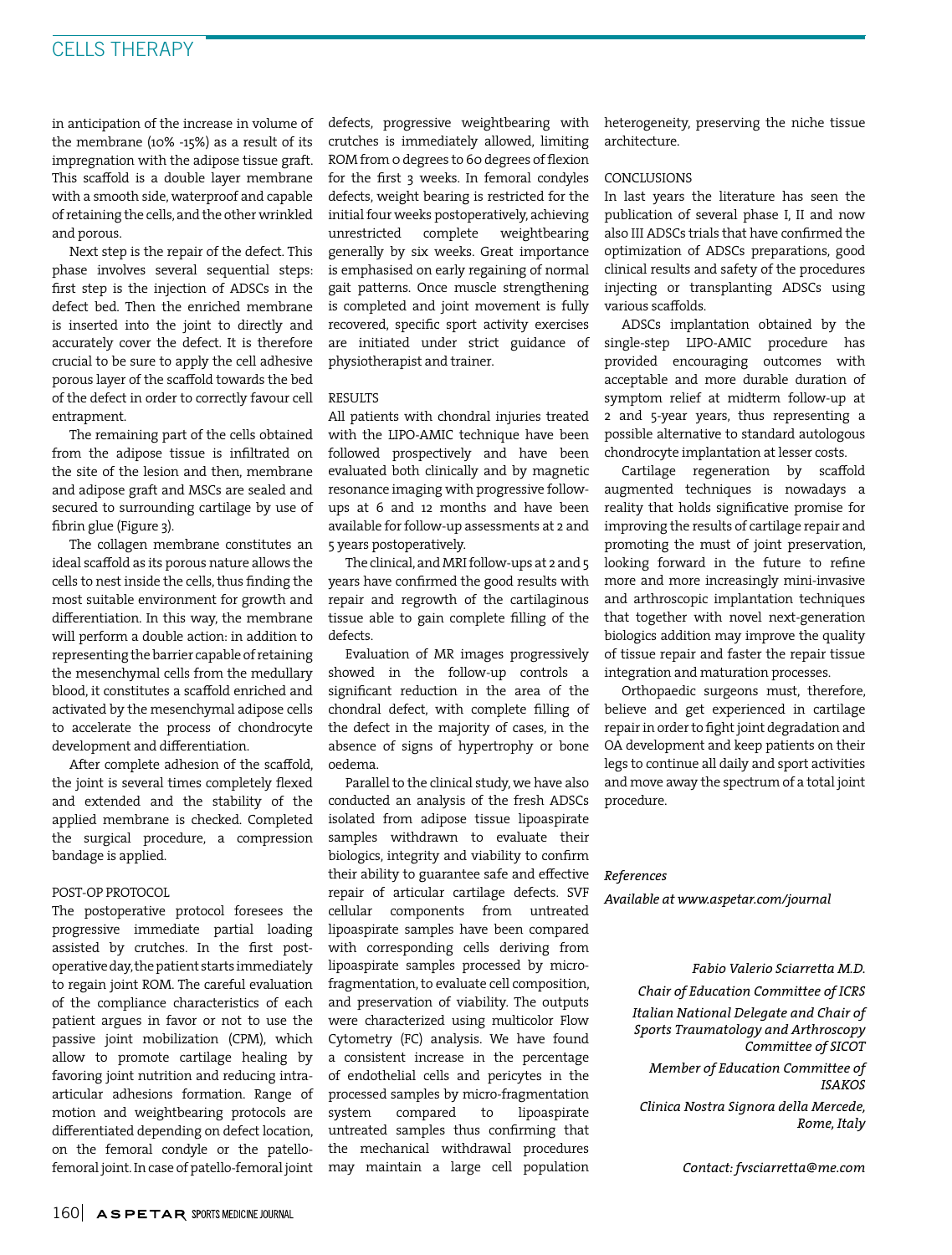in anticipation of the increase in volume of the membrane (10% -15%) as a result of its impregnation with the adipose tissue graft. This scaffold is a double layer membrane with a smooth side, waterproof and capable of retaining the cells, and the other wrinkled and porous.

Next step is the repair of the defect. This phase involves several sequential steps: first step is the injection of ADSCs in the defect bed. Then the enriched membrane is inserted into the joint to directly and accurately cover the defect. It is therefore crucial to be sure to apply the cell adhesive porous layer of the scaffold towards the bed of the defect in order to correctly favour cell entrapment.

The remaining part of the cells obtained from the adipose tissue is infiltrated on the site of the lesion and then, membrane and adipose graft and MSCs are sealed and secured to surrounding cartilage by use of fibrin glue (Figure 3).

The collagen membrane constitutes an ideal scaffold as its porous nature allows the cells to nest inside the cells, thus finding the most suitable environment for growth and differentiation. In this way, the membrane will perform a double action: in addition to representing the barrier capable of retaining the mesenchymal cells from the medullary blood, it constitutes a scaffold enriched and activated by the mesenchymal adipose cells to accelerate the process of chondrocyte development and differentiation.

After complete adhesion of the scaffold, the joint is several times completely flexed and extended and the stability of the applied membrane is checked. Completed the surgical procedure, a compression bandage is applied.

## POST-OP PROTOCOL

The postoperative protocol foresees the progressive immediate partial loading assisted by crutches. In the first post-operative day, the patient starts immediately to regain joint ROM. The careful evaluation of the compliance characteristics of each patient argues in favor or not to use the passive joint mobilization (CPM), which allow to promote cartilage healing by favoring joint nutrition and reducing intra-articular adhesions formation. Range of motion and weightbearing protocols are differentiated depending on defect location, on the femoral condyle or the patello-femoral joint. In case of patello-femoral joint defects, progressive weightbearing with crutches is immediately allowed, limiting ROM from 0 degrees to 60 degrees of flexion for the first 3 weeks. In femoral condyles defects, weight bearing is restricted for the initial four weeks postoperatively, achieving unrestricted complete weightbearing generally by six weeks. Great importance is emphasised on early regaining of normal gait patterns. Once muscle strengthening is completed and joint movement is fully recovered, specific sport activity exercises are initiated under strict guidance of physiotherapist and trainer.

## RESULTS

All patients with chondral injuries treated with the LIPO-AMIC technique have been followed prospectively and have been evaluated both clinically and by magnetic resonance imaging with progressive follow-ups at 6 and 12 months and have been available for follow-up assessments at 2 and 5 years postoperatively.

The clinical, and MRI follow-ups at 2 and 5 years have confirmed the good results with repair and regrowth of the cartilaginous tissue able to gain complete filling of the defects.

Evaluation of MR images progressively showed in the follow-up controls a significant reduction in the area of the chondral defect, with complete filling of the defect in the majority of cases, in the absence of signs of hypertrophy or bone oedema.

Parallel to the clinical study, we have also conducted an analysis of the fresh ADSCs isolated from adipose tissue lipoaspirate samples withdrawn to evaluate their biologics, integrity and viability to confirm their ability to guarantee safe and effective repair of articular cartilage defects. SVF cellular components from untreated lipoaspirate samples have been compared with corresponding cells deriving from lipoaspirate samples processed by micro-fragmentation, to evaluate cell composition, and preservation of viability. The outputs were characterized using multicolor Flow Cytometry (FC) analysis. We have found a consistent increase in the percentage of endothelial cells and pericytes in the processed samples by micro-fragmentation system compared to lipoaspirate untreated samples thus confirming that the mechanical withdrawal procedures may maintain a large cell population heterogeneity, preserving the niche tissue architecture.

## CONCLUSIONS

In last years the literature has seen the publication of several phase I, II and now also III ADSCs trials that have confirmed the optimization of ADSCs preparations, good clinical results and safety of the procedures injecting or transplanting ADSCs using various scaffolds.

ADSCs implantation obtained by the single-step LIPO-AMIC procedure has provided encouraging outcomes with acceptable and more durable duration of symptom relief at midterm follow-up at 2 and 5-year years, thus representing a possible alternative to standard autologous chondrocyte implantation at lesser costs.

Cartilage regeneration by scaffold augmented techniques is nowadays a reality that holds significative promise for improving the results of cartilage repair and promoting the must of joint preservation, looking forward in the future to refine more and more increasingly mini-invasive and arthroscopic implantation techniques that together with novel next-generation biologics addition may improve the quality of tissue repair and faster the repair tissue integration and maturation processes.

Orthopaedic surgeons must, therefore, believe and get experienced in cartilage repair in order to fight joint degradation and OA development and keep patients on their legs to continue all daily and sport activities and move away the spectrum of a total joint procedure.

*References*

*Available at www.aspetar.com/journal*

*Fabio Valerio Sciarretta M.D.*

*Chair of Education Committee of ICRS*

*Italian National Delegate and Chair of Sports Traumatology and Arthroscopy Committee of SICOT*

*Member of Education Committee of ISAKOS*

*Clinica Nostra Signora della Mercede, Rome, Italy*

*Contact: fvsciarretta@me.com*